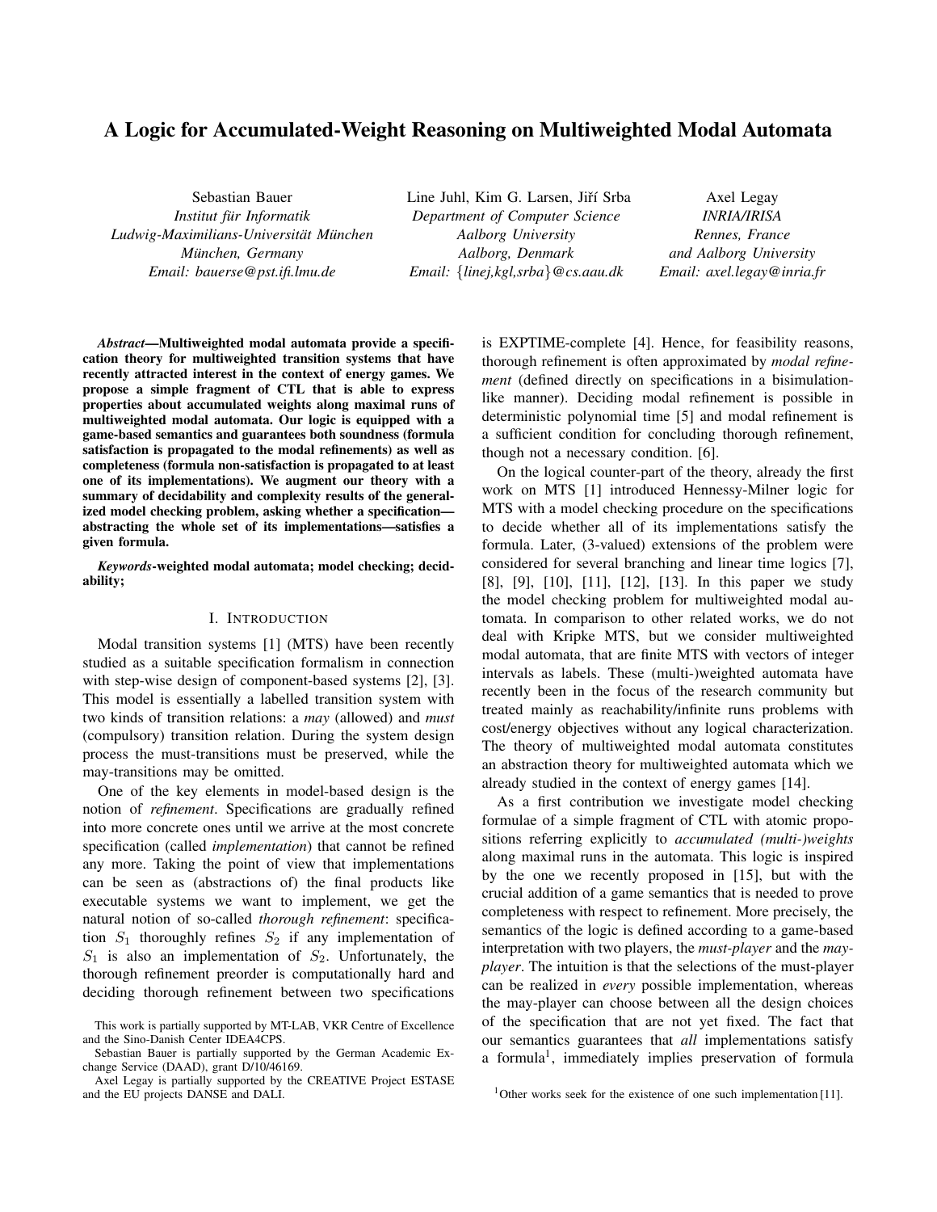# A Logic for Accumulated-Weight Reasoning on Multiweighted Modal Automata

Sebastian Bauer
*Institut für Informatik*
*Ludwig-Maximilians-Universität München*
*München, Germany*
*Email: bauerse@pst.ifi.lmu.de*

Line Juhl, Kim G. Larsen, Jiří Srba
*Department of Computer Science*
*Aalborg University*
*Aalborg, Denmark*
*Email: {linej,kgl,srba}@cs.aau.dk*

Axel Legay
*INRIA/IRISA*
*Rennes, France*
*and Aalborg University*
*Email: axel.legay@inria.fr*

***Abstract*—Multiweighted modal automata provide a specification theory for multiweighted transition systems that have recently attracted interest in the context of energy games. We propose a simple fragment of CTL that is able to express properties about accumulated weights along maximal runs of multiweighted modal automata. Our logic is equipped with a game-based semantics and guarantees both soundness (formula satisfaction is propagated to the modal refinements) as well as completeness (formula non-satisfaction is propagated to at least one of its implementations). We augment our theory with a summary of decidability and complexity results of the generalized model checking problem, asking whether a specification—abstracting the whole set of its implementations—satisfies a given formula.**

***Keywords*-weighted modal automata; model checking; decidability;**

## I. Introduction

Modal transition systems [1] (MTS) have been recently studied as a suitable specification formalism in connection with step-wise design of component-based systems [2], [3]. This model is essentially a labelled transition system with two kinds of transition relations: a *may* (allowed) and *must* (compulsory) transition relation. During the system design process the must-transitions must be preserved, while the may-transitions may be omitted.

One of the key elements in model-based design is the notion of *refinement*. Specifications are gradually refined into more concrete ones until we arrive at the most concrete specification (called *implementation*) that cannot be refined any more. Taking the point of view that implementations can be seen as (abstractions of) the final products like executable systems we want to implement, we get the natural notion of so-called *thorough refinement*: specification $S_1$ thoroughly refines $S_2$ if any implementation of $S_1$ is also an implementation of $S_2$. Unfortunately, the thorough refinement preorder is computationally hard and deciding thorough refinement between two specifications is EXPTIME-complete [4]. Hence, for feasibility reasons, thorough refinement is often approximated by *modal refinement* (defined directly on specifications in a bisimulation-like manner). Deciding modal refinement is possible in deterministic polynomial time [5] and modal refinement is a sufficient condition for concluding thorough refinement, though not a necessary condition. [6].

On the logical counter-part of the theory, already the first work on MTS [1] introduced Hennessy-Milner logic for MTS with a model checking procedure on the specifications to decide whether all of its implementations satisfy the formula. Later, (3-valued) extensions of the problem were considered for several branching and linear time logics [7], [8], [9], [10], [11], [12], [13]. In this paper we study the model checking problem for multiweighted modal automata. In comparison to other related works, we do not deal with Kripke MTS, but we consider multiweighted modal automata, that are finite MTS with vectors of integer intervals as labels. These (multi-)weighted automata have recently been in the focus of the research community but treated mainly as reachability/infinite runs problems with cost/energy objectives without any logical characterization. The theory of multiweighted modal automata constitutes an abstraction theory for multiweighted automata which we already studied in the context of energy games [14].

As a first contribution we investigate model checking formulae of a simple fragment of CTL with atomic propositions referring explicitly to *accumulated (multi-)weights* along maximal runs in the automata. This logic is inspired by the one we recently proposed in [15], but with the crucial addition of a game semantics that is needed to prove completeness with respect to refinement. More precisely, the semantics of the logic is defined according to a game-based interpretation with two players, the *must-player* and the *may-player*. The intuition is that the selections of the must-player can be realized in *every* possible implementation, whereas the may-player can choose between all the design choices of the specification that are not yet fixed. The fact that our semantics guarantees that *all* implementations satisfy a formula[1], immediately implies preservation of formula

This work is partially supported by MT-LAB, VKR Centre of Excellence and the Sino-Danish Center IDEA4CPS.

Sebastian Bauer is partially supported by the German Academic Exchange Service (DAAD), grant D/10/46169.

Axel Legay is partially supported by the CREATIVE Project ESTASE and the EU projects DANSE and DALI.

[1] Other works seek for the existence of one such implementation [11].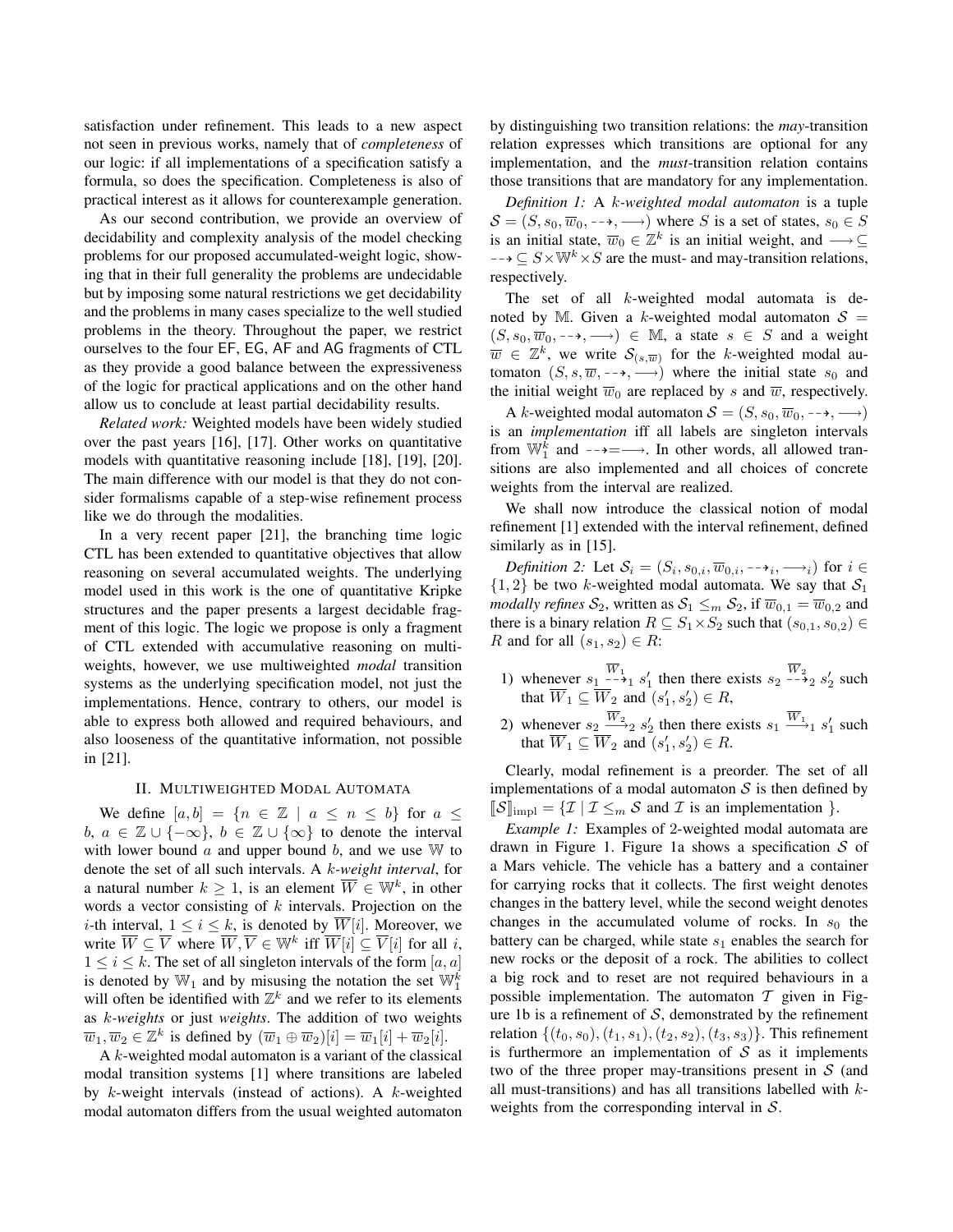satisfaction under refinement. This leads to a new aspect not seen in previous works, namely that of *completeness* of our logic: if all implementations of a specification satisfy a formula, so does the specification. Completeness is also of practical interest as it allows for counterexample generation.

As our second contribution, we provide an overview of decidability and complexity analysis of the model checking problems for our proposed accumulated-weight logic, showing that in their full generality the problems are undecidable but by imposing some natural restrictions we get decidability and the problems in many cases specialize to the well studied problems in the theory. Throughout the paper, we restrict ourselves to the four EF, EG, AF and AG fragments of CTL as they provide a good balance between the expressiveness of the logic for practical applications and on the other hand allow us to conclude at least partial decidability results.

*Related work:* Weighted models have been widely studied over the past years [16], [17]. Other works on quantitative models with quantitative reasoning include [18], [19], [20]. The main difference with our model is that they do not consider formalisms capable of a step-wise refinement process like we do through the modalities.

In a very recent paper [21], the branching time logic CTL has been extended to quantitative objectives that allow reasoning on several accumulated weights. The underlying model used in this work is the one of quantitative Kripke structures and the paper presents a largest decidable fragment of this logic. The logic we propose is only a fragment of CTL extended with accumulative reasoning on multi-weights, however, we use multiweighted *modal* transition systems as the underlying specification model, not just the implementations. Hence, contrary to others, our model is able to express both allowed and required behaviours, and also looseness of the quantitative information, not possible in [21].

## II. Multiweighted Modal Automata

We define $[a, b] = \{n \in \mathbb{Z} \mid a \leq n \leq b\}$ for $a \leq b$, $a \in \mathbb{Z} \cup \{-\infty\}$, $b \in \mathbb{Z} \cup \{\infty\}$ to denote the interval with lower bound $a$ and upper bound $b$, and we use $\mathbb{W}$ to denote the set of all such intervals. A $k$-*weight interval*, for a natural number $k \geq 1$, is an element $\overline{W} \in \mathbb{W}^k$, in other words a vector consisting of $k$ intervals. Projection on the $i$-th interval, $1 \leq i \leq k$, is denoted by $\overline{W}[i]$. Moreover, we write $\overline{W} \subseteq \overline{V}$ where $\overline{W}, \overline{V} \in \mathbb{W}^k$ iff $\overline{W}[i] \subseteq \overline{V}[i]$ for all $i$, $1 \leq i \leq k$. The set of all singleton intervals of the form $[a, a]$ is denoted by $\mathbb{W}_1$ and by misusing the notation the set $\mathbb{W}_1^k$ will often be identified with $\mathbb{Z}^k$ and we refer to its elements as $k$-*weights* or just *weights*. The addition of two weights $\overline{w}_1, \overline{w}_2 \in \mathbb{Z}^k$ is defined by $(\overline{w}_1 \oplus \overline{w}_2)[i] = \overline{w}_1[i] + \overline{w}_2[i]$.

A $k$-weighted modal automaton is a variant of the classical modal transition systems [1] where transitions are labeled by $k$-weight intervals (instead of actions). A $k$-weighted modal automaton differs from the usual weighted automaton by distinguishing two transition relations: the *may*-transition relation expresses which transitions are optional for any implementation, and the *must*-transition relation contains those transitions that are mandatory for any implementation.

*Definition 1:* A $k$-*weighted modal automaton* is a tuple $\mathcal{S} = (S, s_0, \overline{w}_0, \dashrightarrow, \longrightarrow)$ where $S$ is a set of states, $s_0 \in S$ is an initial state, $\overline{w}_0 \in \mathbb{Z}^k$ is an initial weight, and $\longrightarrow \subseteq \dashrightarrow \subseteq S \times \mathbb{W}^k \times S$ are the must- and may-transition relations, respectively.

The set of all $k$-weighted modal automata is denoted by $\mathbb{M}$. Given a $k$-weighted modal automaton $\mathcal{S} = (S, s_0, \overline{w}_0, \dashrightarrow, \longrightarrow) \in \mathbb{M}$, a state $s \in S$ and a weight $\overline{w} \in \mathbb{Z}^k$, we write $\mathcal{S}_{(s,\overline{w})}$ for the $k$-weighted modal automaton $(S, s, \overline{w}, \dashrightarrow, \longrightarrow)$ where the initial state $s_0$ and the initial weight $\overline{w}_0$ are replaced by $s$ and $\overline{w}$, respectively.

A $k$-weighted modal automaton $\mathcal{S} = (S, s_0, \overline{w}_0, \dashrightarrow, \longrightarrow)$ is an *implementation* iff all labels are singleton intervals from $\mathbb{W}_1^k$ and $\dashrightarrow = \longrightarrow$. In other words, all allowed transitions are also implemented and all choices of concrete weights from the interval are realized.

We shall now introduce the classical notion of modal refinement [1] extended with the interval refinement, defined similarly as in [15].

*Definition 2:* Let $\mathcal{S}_i = (S_i, s_{0,i}, \overline{w}_{0,i}, \dashrightarrow_i, \longrightarrow_i)$ for $i \in \{1, 2\}$ be two $k$-weighted modal automata. We say that $\mathcal{S}_1$ *modally refines* $\mathcal{S}_2$, written as $\mathcal{S}_1 \leq_m \mathcal{S}_2$, if $\overline{w}_{0,1} = \overline{w}_{0,2}$ and there is a binary relation $R \subseteq S_1 \times S_2$ such that $(s_{0,1}, s_{0,2}) \in R$ and for all $(s_1, s_2) \in R$:

1) whenever $s_1 \overset{\overline{W}_1}{\dashrightarrow}_1 s_1'$ then there exists $s_2 \overset{\overline{W}_2}{\dashrightarrow}_2 s_2'$ such that $\overline{W}_1 \subseteq \overline{W}_2$ and $(s_1', s_2') \in R$,
2) whenever $s_2 \overset{\overline{W}_2}{\longrightarrow}_2 s_2'$ then there exists $s_1 \overset{\overline{W}_1}{\longrightarrow}_1 s_1'$ such that $\overline{W}_1 \subseteq \overline{W}_2$ and $(s_1', s_2') \in R$.

Clearly, modal refinement is a preorder. The set of all implementations of a modal automaton $\mathcal{S}$ is then defined by $[\![\mathcal{S}]\!]_{\mathrm{impl}} = \{\mathcal{I} \mid \mathcal{I} \leq_m \mathcal{S} \text{ and } \mathcal{I} \text{ is an implementation }\}$.

*Example 1:* Examples of 2-weighted modal automata are drawn in Figure 1. Figure 1a shows a specification $\mathcal{S}$ of a Mars vehicle. The vehicle has a battery and a container for carrying rocks that it collects. The first weight denotes changes in the battery level, while the second weight denotes changes in the accumulated volume of rocks. In $s_0$ the battery can be charged, while state $s_1$ enables the search for new rocks or the deposit of a rock. The abilities to collect a big rock and to reset are not required behaviours in a possible implementation. The automaton $\mathcal{T}$ given in Figure 1b is a refinement of $\mathcal{S}$, demonstrated by the refinement relation $\{(t_0, s_0), (t_1, s_1), (t_2, s_2), (t_3, s_3)\}$. This refinement is furthermore an implementation of $\mathcal{S}$ as it implements two of the three proper may-transitions present in $\mathcal{S}$ (and all must-transitions) and has all transitions labelled with $k$-weights from the corresponding interval in $\mathcal{S}$.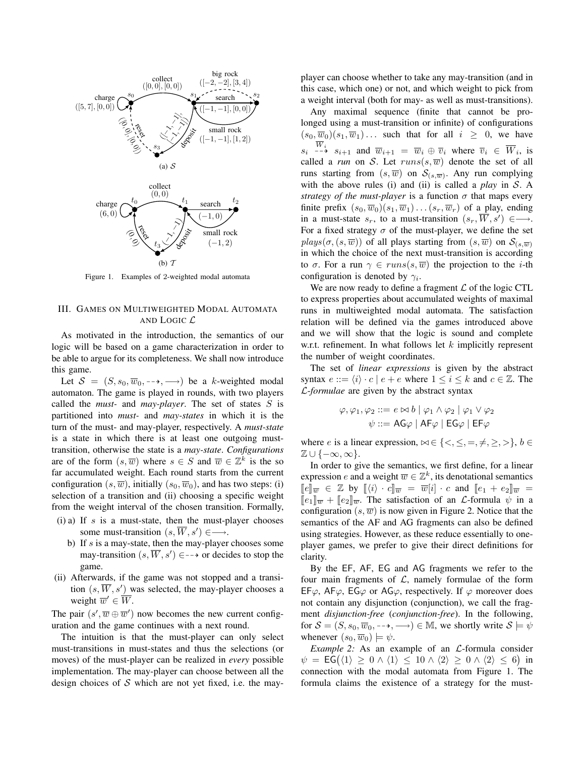Figure 1. Examples of 2-weighted modal automata

## III. Games on Multiweighted Modal Automata and Logic $\mathcal{L}$

As motivated in the introduction, the semantics of our logic will be based on a game characterization in order to be able to argue for its completeness. We shall now introduce this game.

Let $\mathcal{S} = (S, s_0, \overline{w}_0, \dashrightarrow, \longrightarrow)$ be a $k$-weighted modal automaton. The game is played in rounds, with two players called the *must*- and *may-player*. The set of states $S$ is partitioned into *must*- and *may-states* in which it is the turn of the must- and may-player, respectively. A *must-state* is a state in which there is at least one outgoing must-transition, otherwise the state is a *may-state*. *Configurations* are of the form $(s, \overline{w})$ where $s \in S$ and $\overline{w} \in \mathbb{Z}^k$ is the so far accumulated weight. Each round starts from the current configuration $(s, \overline{w})$, initially $(s_0, \overline{w}_0)$, and has two steps: (i) selection of a transition and (ii) choosing a specific weight from the weight interval of the chosen transition. Formally,

- (i) a) If $s$ is a must-state, then the must-player chooses some must-transition $(s, \overline{W}, s') \in \longrightarrow$.
  - b) If $s$ is a may-state, then the may-player chooses some may-transition $(s, \overline{W}, s') \in \dashrightarrow$ or decides to stop the game.
- (ii) Afterwards, if the game was not stopped and a transition $(s, \overline{W}, s')$ was selected, the may-player chooses a weight $\overline{w}' \in \overline{W}$.

The pair $(s', \overline{w} \oplus \overline{w}')$ now becomes the new current configuration and the game continues with a next round.

The intuition is that the must-player can only select must-transitions in must-states and thus the selections (or moves) of the must-player can be realized in *every* possible implementation. The may-player can choose between all the design choices of $\mathcal{S}$ which are not yet fixed, i.e. the may-player can choose whether to take any may-transition (and in this case, which one) or not, and which weight to pick from a weight interval (both for may- as well as must-transitions).

Any maximal sequence (finite that cannot be prolonged using a must-transition or infinite) of configurations $(s_0, \overline{w}_0)(s_1, \overline{w}_1)\ldots$ such that for all $i \geq 0$, we have $s_i \overset{\overline{W}_i}{\dashrightarrow} s_{i+1}$ and $\overline{w}_{i+1} = \overline{w}_i \oplus \overline{v}_i$ where $\overline{v}_i \in \overline{W}_i$, is called a *run* on $\mathcal{S}$. Let $runs(s, \overline{w})$ denote the set of all runs starting from $(s, \overline{w})$ on $\mathcal{S}_{(s,\overline{w})}$. Any run complying with the above rules (i) and (ii) is called a *play* in $\mathcal{S}$. A *strategy of the must-player* is a function $\sigma$ that maps every finite prefix $(s_0, \overline{w}_0)(s_1, \overline{w}_1)\ldots(s_r, \overline{w}_r)$ of a play, ending in a must-state $s_r$, to a must-transition $(s_r, \overline{W}, s') \in \longrightarrow$. For a fixed strategy $\sigma$ of the must-player, we define the set $plays(\sigma, (s, \overline{w}))$ of all plays starting from $(s, \overline{w})$ on $\mathcal{S}_{(s,\overline{w})}$ in which the choice of the next must-transition is according to $\sigma$. For a run $\gamma \in runs(s, \overline{w})$ the projection to the $i$-th configuration is denoted by $\gamma_i$.

We are now ready to define a fragment $\mathcal{L}$ of the logic CTL to express properties about accumulated weights of maximal runs in multiweighted modal automata. The satisfaction relation will be defined via the games introduced above and we will show that the logic is sound and complete w.r.t. refinement. In what follows let $k$ implicitly represent the number of weight coordinates.

The set of *linear expressions* is given by the abstract syntax $e ::= \langle i \rangle \cdot c \mid e + e$ where $1 \leq i \leq k$ and $c \in \mathbb{Z}$. The *$\mathcal{L}$-formulae* are given by the abstract syntax

$$\varphi, \varphi_1, \varphi_2 ::= e \bowtie b \mid \varphi_1 \wedge \varphi_2 \mid \varphi_1 \vee \varphi_2$$
$$\psi ::= \mathsf{AG}\varphi \mid \mathsf{AF}\varphi \mid \mathsf{EG}\varphi \mid \mathsf{EF}\varphi$$

where $e$ is a linear expression, $\bowtie \in \{<, \leq, =, \neq, \geq, >\}$, $b \in \mathbb{Z} \cup \{-\infty, \infty\}$.

In order to give the semantics, we first define, for a linear expression $e$ and a weight $\overline{w} \in \mathbb{Z}^k$, its denotational semantics $[\![e]\!]_{\overline{w}} \in \mathbb{Z}$ by $[\![\langle i \rangle \cdot c]\!]_{\overline{w}} = \overline{w}[i] \cdot c$ and $[\![e_1 + e_2]\!]_{\overline{w}} = [\![e_1]\!]_{\overline{w}} + [\![e_2]\!]_{\overline{w}}$. The satisfaction of an $\mathcal{L}$-formula $\psi$ in a configuration $(s, \overline{w})$ is now given in Figure 2. Notice that the semantics of the AF and AG fragments can also be defined using strategies. However, as these reduce essentially to one-player games, we prefer to give their direct definitions for clarity.

By the EF, AF, EG and AG fragments we refer to the four main fragments of $\mathcal{L}$, namely formulae of the form $\mathsf{EF}\varphi$, $\mathsf{AF}\varphi$, $\mathsf{EG}\varphi$ or $\mathsf{AG}\varphi$, respectively. If $\varphi$ moreover does not contain any disjunction (conjunction), we call the fragment *disjunction-free* (*conjunction-free*). In the following, for $\mathcal{S} = (S, s_0, \overline{w}_0, \dashrightarrow, \longrightarrow) \in \mathbb{M}$, we shortly write $\mathcal{S} \models \psi$ whenever $(s_0, \overline{w}_0) \models \psi$.

*Example 2:* As an example of an $\mathcal{L}$-formula consider $\psi = \mathsf{EG}\big(\langle 1 \rangle \geq 0 \wedge \langle 1 \rangle \leq 10 \wedge \langle 2 \rangle \geq 0 \wedge \langle 2 \rangle \leq 6\big)$ in connection with the modal automata from Figure 1. The formula claims the existence of a strategy for the must-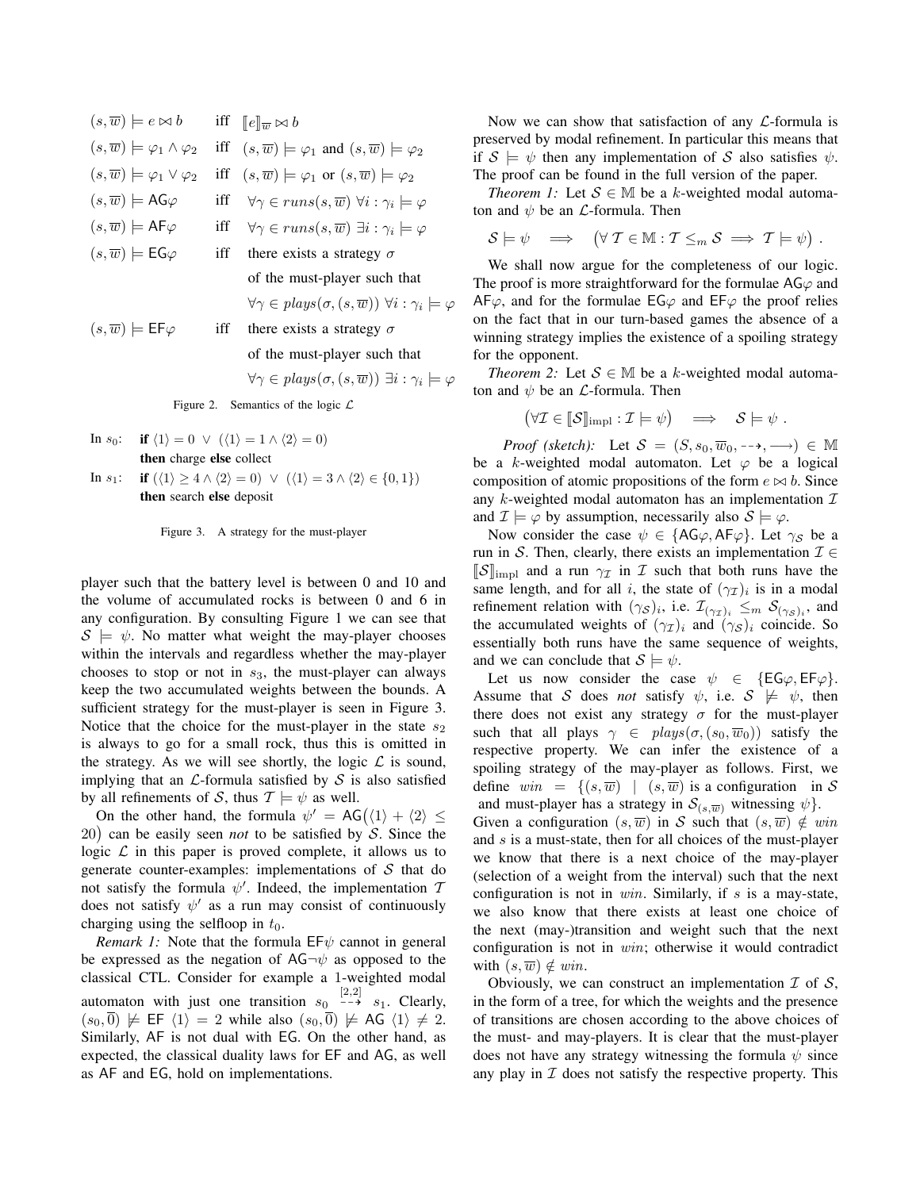$$
\begin{array}{lll}
(s,\overline{w}) \models e \bowtie b & \text{iff} & [\![e]\!]_{\overline{w}} \bowtie b \\
(s,\overline{w}) \models \varphi_1 \wedge \varphi_2 & \text{iff} & (s,\overline{w}) \models \varphi_1 \text{ and } (s,\overline{w}) \models \varphi_2 \\
(s,\overline{w}) \models \varphi_1 \vee \varphi_2 & \text{iff} & (s,\overline{w}) \models \varphi_1 \text{ or } (s,\overline{w}) \models \varphi_2 \\
(s,\overline{w}) \models \mathsf{AG}\varphi & \text{iff} & \forall \gamma \in runs(s,\overline{w})\ \forall i : \gamma_i \models \varphi \\
(s,\overline{w}) \models \mathsf{AF}\varphi & \text{iff} & \forall \gamma \in runs(s,\overline{w})\ \exists i : \gamma_i \models \varphi \\
(s,\overline{w}) \models \mathsf{EG}\varphi & \text{iff} & \text{there exists a strategy } \sigma \\
 & & \text{of the must-player such that} \\
 & & \forall \gamma \in plays(\sigma,(s,\overline{w}))\ \forall i : \gamma_i \models \varphi \\
(s,\overline{w}) \models \mathsf{EF}\varphi & \text{iff} & \text{there exists a strategy } \sigma \\
 & & \text{of the must-player such that} \\
 & & \forall \gamma \in plays(\sigma,(s,\overline{w}))\ \exists i : \gamma_i \models \varphi
\end{array}
$$

Figure 2. Semantics of the logic $\mathcal{L}$

In $s_0$: **if** $\langle 1\rangle = 0 \ \vee\ (\langle 1\rangle = 1 \wedge \langle 2\rangle = 0)$
**then** charge **else** collect

In $s_1$: **if** $(\langle 1\rangle \geq 4 \wedge \langle 2\rangle = 0) \ \vee\ (\langle 1\rangle = 3 \wedge \langle 2\rangle \in \{0,1\})$
**then** search **else** deposit

Figure 3. A strategy for the must-player

player such that the battery level is between 0 and 10 and the volume of accumulated rocks is between 0 and 6 in any configuration. By consulting Figure 1 we can see that $\mathcal{S} \models \psi$. No matter what weight the may-player chooses within the intervals and regardless whether the may-player chooses to stop or not in $s_3$, the must-player can always keep the two accumulated weights between the bounds. A sufficient strategy for the must-player is seen in Figure 3. Notice that the choice for the must-player in the state $s_2$ is always to go for a small rock, thus this is omitted in the strategy. As we will see shortly, the logic $\mathcal{L}$ is sound, implying that an $\mathcal{L}$-formula satisfied by $\mathcal{S}$ is also satisfied by all refinements of $\mathcal{S}$, thus $\mathcal{T} \models \psi$ as well.

On the other hand, the formula $\psi' = \mathsf{AG}\big(\langle 1\rangle + \langle 2\rangle \leq 20\big)$ can be easily seen *not* to be satisfied by $\mathcal{S}$. Since the logic $\mathcal{L}$ in this paper is proved complete, it allows us to generate counter-examples: implementations of $\mathcal{S}$ that do not satisfy the formula $\psi'$. Indeed, the implementation $\mathcal{T}$ does not satisfy $\psi'$ as a run may consist of continuously charging using the selfloop in $t_0$.

*Remark 1:* Note that the formula $\mathsf{EF}\psi$ cannot in general be expressed as the negation of $\mathsf{AG}\neg\psi$ as opposed to the classical CTL. Consider for example a 1-weighted modal automaton with just one transition $s_0 \overset{[2,2]}{\dashrightarrow} s_1$. Clearly, $(s_0,\overline{0}) \not\models \mathsf{EF}\ \langle 1\rangle = 2$ while also $(s_0,\overline{0}) \not\models \mathsf{AG}\ \langle 1\rangle \neq 2$. Similarly, $\mathsf{AF}$ is not dual with $\mathsf{EG}$. On the other hand, as expected, the classical duality laws for $\mathsf{EF}$ and $\mathsf{AG}$, as well as $\mathsf{AF}$ and $\mathsf{EG}$, hold on implementations.

Now we can show that satisfaction of any $\mathcal{L}$-formula is preserved by modal refinement. In particular this means that if $\mathcal{S} \models \psi$ then any implementation of $\mathcal{S}$ also satisfies $\psi$. The proof can be found in the full version of the paper.

*Theorem 1:* Let $\mathcal{S} \in \mathbb{M}$ be a $k$-weighted modal automaton and $\psi$ be an $\mathcal{L}$-formula. Then

$$\mathcal{S} \models \psi \quad \Longrightarrow \quad \big(\forall\, \mathcal{T} \in \mathbb{M} : \mathcal{T} \leq_m \mathcal{S} \implies \mathcal{T} \models \psi\big)\ .$$

We shall now argue for the completeness of our logic. The proof is more straightforward for the formulae $\mathsf{AG}\varphi$ and $\mathsf{AF}\varphi$, and for the formulae $\mathsf{EG}\varphi$ and $\mathsf{EF}\varphi$ the proof relies on the fact that in our turn-based games the absence of a winning strategy implies the existence of a spoiling strategy for the opponent.

*Theorem 2:* Let $\mathcal{S} \in \mathbb{M}$ be a $k$-weighted modal automaton and $\psi$ be an $\mathcal{L}$-formula. Then

$$\big(\forall \mathcal{I} \in [\![\mathcal{S}]\!]_{\text{impl}} : \mathcal{I} \models \psi\big) \quad \Longrightarrow \quad \mathcal{S} \models \psi\ .$$

*Proof (sketch):* Let $\mathcal{S} = (S, s_0, \overline{w}_0, \dashrightarrow, \longrightarrow) \in \mathbb{M}$ be a $k$-weighted modal automaton. Let $\varphi$ be a logical composition of atomic propositions of the form $e \bowtie b$. Since any $k$-weighted modal automaton has an implementation $\mathcal{I}$ and $\mathcal{I} \models \varphi$ by assumption, necessarily also $\mathcal{S} \models \varphi$.

Now consider the case $\psi \in \{\mathsf{AG}\varphi, \mathsf{AF}\varphi\}$. Let $\gamma_{\mathcal{S}}$ be a run in $\mathcal{S}$. Then, clearly, there exists an implementation $\mathcal{I} \in [\![\mathcal{S}]\!]_{\text{impl}}$ and a run $\gamma_{\mathcal{I}}$ in $\mathcal{I}$ such that both runs have the same length, and for all $i$, the state of $(\gamma_{\mathcal{I}})_i$ is in a modal refinement relation with $(\gamma_{\mathcal{S}})_i$, i.e. $\mathcal{I}_{(\gamma_{\mathcal{I}})_i} \leq_m \mathcal{S}_{(\gamma_{\mathcal{S}})_i}$, and the accumulated weights of $(\gamma_{\mathcal{I}})_i$ and $(\gamma_{\mathcal{S}})_i$ coincide. So essentially both runs have the same sequence of weights, and we can conclude that $\mathcal{S} \models \psi$.

Let us now consider the case $\psi \in \{\mathsf{EG}\varphi, \mathsf{EF}\varphi\}$. Assume that $\mathcal{S}$ does *not* satisfy $\psi$, i.e. $\mathcal{S} \not\models \psi$, then there does not exist any strategy $\sigma$ for the must-player such that all plays $\gamma \in plays(\sigma,(s_0,\overline{w}_0))$ satisfy the respective property. We can infer the existence of a spoiling strategy of the may-player as follows. First, we define $win = \{(s,\overline{w}) \mid (s,\overline{w}) \text{ is a configuration in } \mathcal{S}$ and must-player has a strategy in $\mathcal{S}_{(s,\overline{w})}$ witnessing $\psi\}$. Given a configuration $(s,\overline{w})$ in $\mathcal{S}$ such that $(s,\overline{w}) \notin win$ and $s$ is a must-state, then for all choices of the must-player we know that there is a next choice of the may-player (selection of a weight from the interval) such that the next configuration is not in $win$. Similarly, if $s$ is a may-state, we also know that there exists at least one choice of the next (may-)transition and weight such that the next configuration is not in $win$; otherwise it would contradict with $(s,\overline{w}) \notin win$.

Obviously, we can construct an implementation $\mathcal{I}$ of $\mathcal{S}$, in the form of a tree, for which the weights and the presence of transitions are chosen according to the above choices of the must- and may-players. It is clear that the must-player does not have any strategy witnessing the formula $\psi$ since any play in $\mathcal{I}$ does not satisfy the respective property. This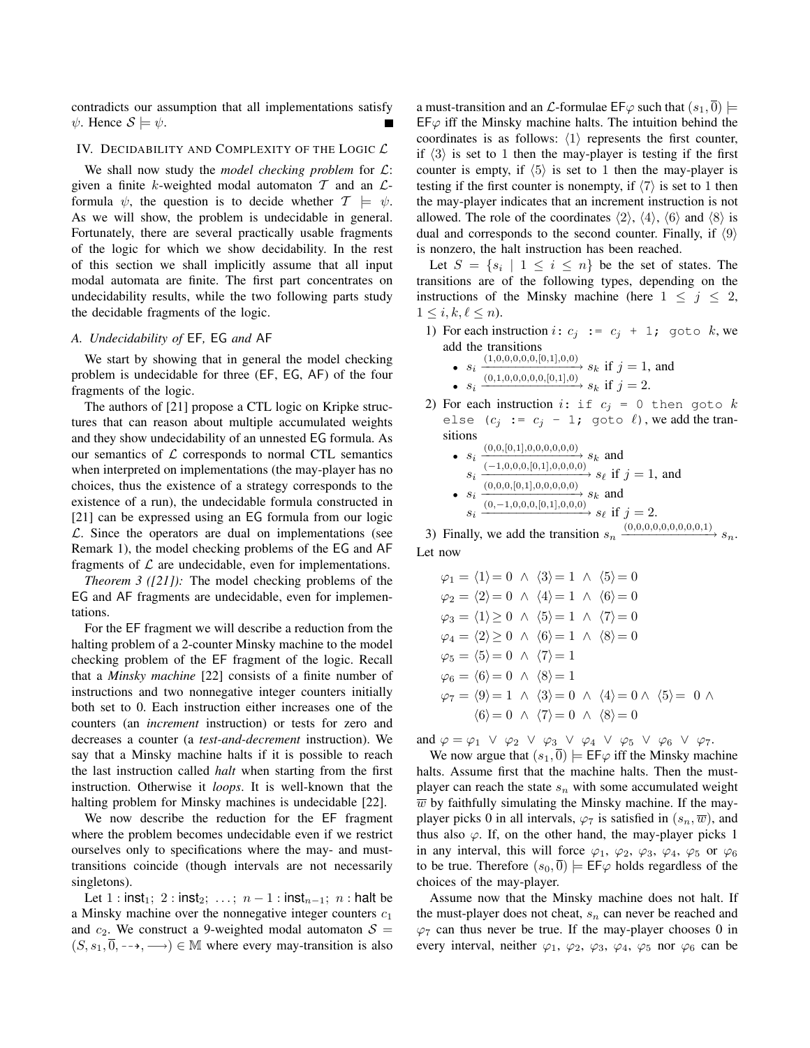contradicts our assumption that all implementations satisfy $\psi$. Hence $\mathcal{S} \models \psi$. ∎

## IV. Decidability and Complexity of the Logic $\mathcal{L}$

We shall now study the *model checking problem* for $\mathcal{L}$: given a finite $k$-weighted modal automaton $\mathcal{T}$ and an $\mathcal{L}$-formula $\psi$, the question is to decide whether $\mathcal{T} \models \psi$. As we will show, the problem is undecidable in general. Fortunately, there are several practically usable fragments of the logic for which we show decidability. In the rest of this section we shall implicitly assume that all input modal automata are finite. The first part concentrates on undecidability results, while the two following parts study the decidable fragments of the logic.

### A. Undecidability of EF, EG and AF

We start by showing that in general the model checking problem is undecidable for three (EF, EG, AF) of the four fragments of the logic.

The authors of [21] propose a CTL logic on Kripke structures that can reason about multiple accumulated weights and they show undecidability of an unnested EG formula. As our semantics of $\mathcal{L}$ corresponds to normal CTL semantics when interpreted on implementations (the may-player has no choices, thus the existence of a strategy corresponds to the existence of a run), the undecidable formula constructed in [21] can be expressed using an EG formula from our logic $\mathcal{L}$. Since the operators are dual on implementations (see Remark 1), the model checking problems of the EG and AF fragments of $\mathcal{L}$ are undecidable, even for implementations.

*Theorem 3 ([21]):* The model checking problems of the EG and AF fragments are undecidable, even for implementations.

For the EF fragment we will describe a reduction from the halting problem of a 2-counter Minsky machine to the model checking problem of the EF fragment of the logic. Recall that a *Minsky machine* [22] consists of a finite number of instructions and two nonnegative integer counters initially both set to 0. Each instruction either increases one of the counters (an *increment* instruction) or tests for zero and decreases a counter (a *test-and-decrement* instruction). We say that a Minsky machine halts if it is possible to reach the last instruction called *halt* when starting from the first instruction. Otherwise it *loops*. It is well-known that the halting problem for Minsky machines is undecidable [22].

We now describe the reduction for the EF fragment where the problem becomes undecidable even if we restrict ourselves only to specifications where the may- and must-transitions coincide (though intervals are not necessarily singletons).

Let $1 : \mathsf{inst}_1;\ 2 : \mathsf{inst}_2;\ \ldots;\ n-1 : \mathsf{inst}_{n-1};\ n : \mathsf{halt}$ be a Minsky machine over the nonnegative integer counters $c_1$ and $c_2$. We construct a 9-weighted modal automaton $\mathcal{S} = (S, s_1, \overline{0}, \dashrightarrow, \longrightarrow) \in \mathbb{M}$ where every may-transition is also a must-transition and an $\mathcal{L}$-formulae $\mathsf{EF}\varphi$ such that $(s_1, \overline{0}) \models \mathsf{EF}\varphi$ iff the Minsky machine halts. The intuition behind the coordinates is as follows: $\langle 1 \rangle$ represents the first counter, if $\langle 3 \rangle$ is set to 1 then the may-player is testing if the first counter is empty, if $\langle 5 \rangle$ is set to 1 then the may-player is testing if the first counter is nonempty, if $\langle 7 \rangle$ is set to 1 then the may-player indicates that an increment instruction is not allowed. The role of the coordinates $\langle 2 \rangle$, $\langle 4 \rangle$, $\langle 6 \rangle$ and $\langle 8 \rangle$ is dual and corresponds to the second counter. Finally, if $\langle 9 \rangle$ is nonzero, the halt instruction has been reached.

Let $S = \{s_i \mid 1 \leq i \leq n\}$ be the set of states. The transitions are of the following types, depending on the instructions of the Minsky machine (here $1 \leq j \leq 2$, $1 \leq i, k, \ell \leq n$).

1) For each instruction `i: cj := cj + 1; goto k`, we add the transitions
   - $s_i \xrightarrow{(1,0,0,0,0,0,[0,1],0,0)} s_k$ if $j = 1$, and
   - $s_i \xrightarrow{(0,1,0,0,0,0,0,[0,1],0)} s_k$ if $j = 2$.
2) For each instruction `i: if cj = 0 then goto k else (cj := cj - 1; goto ℓ)`, we add the transitions
   - $s_i \xrightarrow{(0,0,[0,1],0,0,0,0,0,0)} s_k$ and $s_i \xrightarrow{(-1,0,0,0,[0,1],0,0,0,0)} s_\ell$ if $j = 1$, and
   - $s_i \xrightarrow{(0,0,0,[0,1],0,0,0,0,0)} s_k$ and $s_i \xrightarrow{(0,-1,0,0,0,[0,1],0,0,0)} s_\ell$ if $j = 2$.
3) Finally, we add the transition $s_n \xrightarrow{(0,0,0,0,0,0,0,0,1)} s_n$.

Let now

$$\varphi_1 = \langle 1 \rangle = 0 \ \wedge\ \langle 3 \rangle = 1 \ \wedge\ \langle 5 \rangle = 0$$
$$\varphi_2 = \langle 2 \rangle = 0 \ \wedge\ \langle 4 \rangle = 1 \ \wedge\ \langle 6 \rangle = 0$$
$$\varphi_3 = \langle 1 \rangle \geq 0 \ \wedge\ \langle 5 \rangle = 1 \ \wedge\ \langle 7 \rangle = 0$$
$$\varphi_4 = \langle 2 \rangle \geq 0 \ \wedge\ \langle 6 \rangle = 1 \ \wedge\ \langle 8 \rangle = 0$$
$$\varphi_5 = \langle 5 \rangle = 0 \ \wedge\ \langle 7 \rangle = 1$$
$$\varphi_6 = \langle 6 \rangle = 0 \ \wedge\ \langle 8 \rangle = 1$$
$$\varphi_7 = \langle 9 \rangle = 1 \ \wedge\ \langle 3 \rangle = 0 \ \wedge\ \langle 4 \rangle = 0 \wedge\ \langle 5 \rangle = 0 \ \wedge\ \langle 6 \rangle = 0 \ \wedge\ \langle 7 \rangle = 0 \ \wedge\ \langle 8 \rangle = 0$$

and $\varphi = \varphi_1 \ \vee\ \varphi_2 \ \vee\ \varphi_3 \ \vee\ \varphi_4 \ \vee\ \varphi_5 \ \vee\ \varphi_6 \ \vee\ \varphi_7$.

We now argue that $(s_1, \overline{0}) \models \mathsf{EF}\varphi$ iff the Minsky machine halts. Assume first that the machine halts. Then the must-player can reach the state $s_n$ with some accumulated weight $\overline{w}$ by faithfully simulating the Minsky machine. If the may-player picks 0 in all intervals, $\varphi_7$ is satisfied in $(s_n, \overline{w})$, and thus also $\varphi$. If, on the other hand, the may-player picks 1 in any interval, this will force $\varphi_1$, $\varphi_2$, $\varphi_3$, $\varphi_4$, $\varphi_5$ or $\varphi_6$ to be true. Therefore $(s_0, \overline{0}) \models \mathsf{EF}\varphi$ holds regardless of the choices of the may-player.

Assume now that the Minsky machine does not halt. If the must-player does not cheat, $s_n$ can never be reached and $\varphi_7$ can thus never be true. If the may-player chooses 0 in every interval, neither $\varphi_1$, $\varphi_2$, $\varphi_3$, $\varphi_4$, $\varphi_5$ nor $\varphi_6$ can be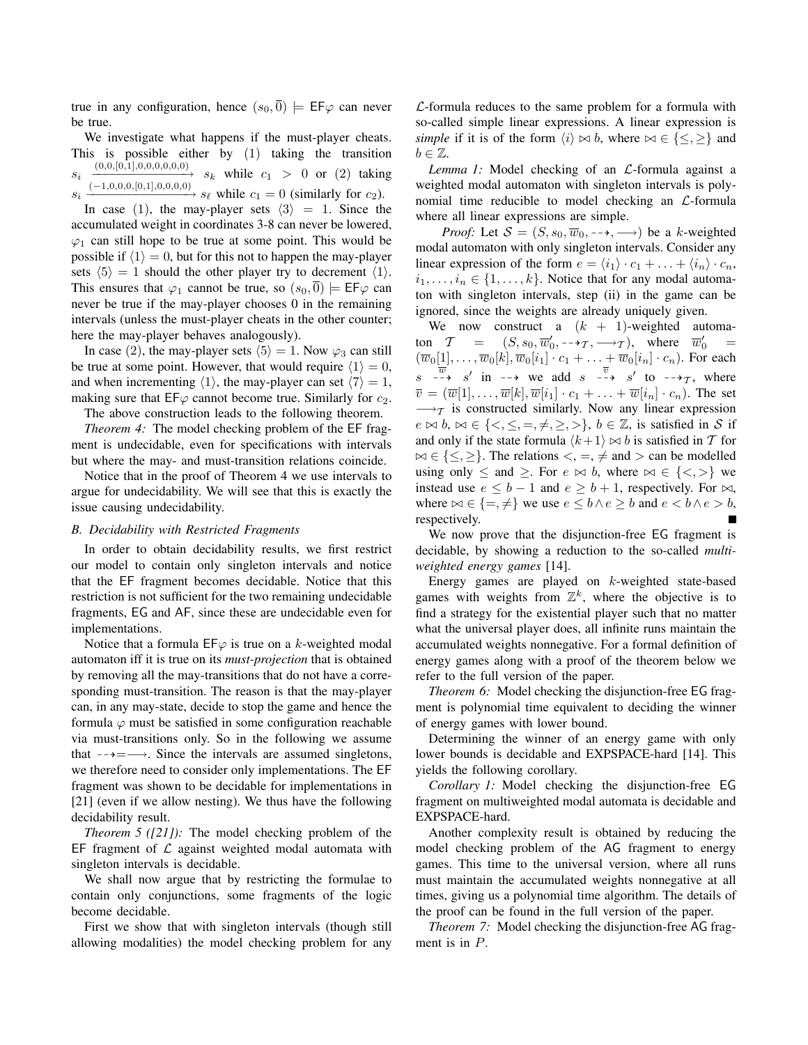true in any configuration, hence $(s_0, \overline{0}) \models \mathsf{EF}\varphi$ can never be true.

We investigate what happens if the must-player cheats. This is possible either by (1) taking the transition $s_i \xrightarrow{(0,0,[0,1],0,0,0,0,0,0)} s_k$ while $c_1 > 0$ or (2) taking $s_i \xrightarrow{(-1,0,0,0,[0,1],0,0,0,0)} s_\ell$ while $c_1 = 0$ (similarly for $c_2$).

In case (1), the may-player sets $\langle 3 \rangle = 1$. Since the accumulated weight in coordinates 3-8 can never be lowered, $\varphi_1$ can still hope to be true at some point. This would be possible if $\langle 1 \rangle = 0$, but for this not to happen the may-player sets $\langle 5 \rangle = 1$ should the other player try to decrement $\langle 1 \rangle$. This ensures that $\varphi_1$ cannot be true, so $(s_0, \overline{0}) \models \mathsf{EF}\varphi$ can never be true if the may-player chooses 0 in the remaining intervals (unless the must-player cheats in the other counter; here the may-player behaves analogously).

In case (2), the may-player sets $\langle 5 \rangle = 1$. Now $\varphi_3$ can still be true at some point. However, that would require $\langle 1 \rangle = 0$, and when incrementing $\langle 1 \rangle$, the may-player can set $\langle 7 \rangle = 1$, making sure that $\mathsf{EF}\varphi$ cannot become true. Similarly for $c_2$.

The above construction leads to the following theorem.

*Theorem 4:* The model checking problem of the $\mathsf{EF}$ fragment is undecidable, even for specifications with intervals but where the may- and must-transition relations coincide.

Notice that in the proof of Theorem 4 we use intervals to argue for undecidability. We will see that this is exactly the issue causing undecidability.

### *B. Decidability with Restricted Fragments*

In order to obtain decidability results, we first restrict our model to contain only singleton intervals and notice that the $\mathsf{EF}$ fragment becomes decidable. Notice that this restriction is not sufficient for the two remaining undecidable fragments, $\mathsf{EG}$ and $\mathsf{AF}$, since these are undecidable even for implementations.

Notice that a formula $\mathsf{EF}\varphi$ is true on a $k$-weighted modal automaton iff it is true on its *must-projection* that is obtained by removing all the may-transitions that do not have a corresponding must-transition. The reason is that the may-player can, in any may-state, decide to stop the game and hence the formula $\varphi$ must be satisfied in some configuration reachable via must-transitions only. So in the following we assume that $\dashrightarrow = \longrightarrow$. Since the intervals are assumed singletons, we therefore need to consider only implementations. The $\mathsf{EF}$ fragment was shown to be decidable for implementations in [21] (even if we allow nesting). We thus have the following decidability result.

*Theorem 5 ([21]):* The model checking problem of the $\mathsf{EF}$ fragment of $\mathcal{L}$ against weighted modal automata with singleton intervals is decidable.

We shall now argue that by restricting the formulae to contain only conjunctions, some fragments of the logic become decidable.

First we show that with singleton intervals (though still allowing modalities) the model checking problem for any $\mathcal{L}$-formula reduces to the same problem for a formula with so-called simple linear expressions. A linear expression is *simple* if it is of the form $\langle i \rangle \bowtie b$, where $\bowtie \in \{\leq, \geq\}$ and $b \in \mathbb{Z}$.

*Lemma 1:* Model checking of an $\mathcal{L}$-formula against a weighted modal automaton with singleton intervals is polynomial time reducible to model checking an $\mathcal{L}$-formula where all linear expressions are simple.

*Proof:* Let $\mathcal{S} = (S, s_0, \overline{w}_0, \dashrightarrow, \longrightarrow)$ be a $k$-weighted modal automaton with only singleton intervals. Consider any linear expression of the form $e = \langle i_1 \rangle \cdot c_1 + \ldots + \langle i_n \rangle \cdot c_n$, $i_1, \ldots, i_n \in \{1, \ldots, k\}$. Notice that for any modal automaton with singleton intervals, step (ii) in the game can be ignored, since the weights are already uniquely given.

We now construct a $(k+1)$-weighted automaton $\mathcal{T} = (S, s_0, \overline{w}_0', \dashrightarrow_{\mathcal{T}}, \longrightarrow_{\mathcal{T}})$, where $\overline{w}_0' = (\overline{w}_0[1], \ldots, \overline{w}_0[k], \overline{w}_0[i_1] \cdot c_1 + \ldots + \overline{w}_0[i_n] \cdot c_n)$. For each $s \overset{\overline{w}}{\dashrightarrow} s'$ in $\dashrightarrow$ we add $s \overset{\overline{v}}{\dashrightarrow} s'$ to $\dashrightarrow_{\mathcal{T}}$, where $\overline{v} = (\overline{w}[1], \ldots, \overline{w}[k], \overline{w}[i_1] \cdot c_1 + \ldots + \overline{w}[i_n] \cdot c_n)$. The set $\longrightarrow_{\mathcal{T}}$ is constructed similarly. Now any linear expression $e \bowtie b$, $\bowtie \in \{<, \leq, =, \neq, \geq, >\}$, $b \in \mathbb{Z}$, is satisfied in $\mathcal{S}$ if and only if the state formula $\langle k+1 \rangle \bowtie b$ is satisfied in $\mathcal{T}$ for $\bowtie \in \{\leq, \geq\}$. The relations $<, =, \neq$ and $>$ can be modelled using only $\leq$ and $\geq$. For $e \bowtie b$, where $\bowtie \in \{<, >\}$ we instead use $e \leq b-1$ and $e \geq b+1$, respectively. For $\bowtie$, where $\bowtie \in \{=, \neq\}$ we use $e \leq b \wedge e \geq b$ and $e < b \wedge e > b$, respectively. ■

We now prove that the disjunction-free $\mathsf{EG}$ fragment is decidable, by showing a reduction to the so-called *multi-weighted energy games* [14].

Energy games are played on $k$-weighted state-based games with weights from $\mathbb{Z}^k$, where the objective is to find a strategy for the existential player such that no matter what the universal player does, all infinite runs maintain the accumulated weights nonnegative. For a formal definition of energy games along with a proof of the theorem below we refer to the full version of the paper.

*Theorem 6:* Model checking the disjunction-free $\mathsf{EG}$ fragment is polynomial time equivalent to deciding the winner of energy games with lower bound.

Determining the winner of an energy game with only lower bounds is decidable and EXPSPACE-hard [14]. This yields the following corollary.

*Corollary 1:* Model checking the disjunction-free $\mathsf{EG}$ fragment on multiweighted modal automata is decidable and EXPSPACE-hard.

Another complexity result is obtained by reducing the model checking problem of the $\mathsf{AG}$ fragment to energy games. This time to the universal version, where all runs must maintain the accumulated weights nonnegative at all times, giving us a polynomial time algorithm. The details of the proof can be found in the full version of the paper.

*Theorem 7:* Model checking the disjunction-free $\mathsf{AG}$ fragment is in $P$.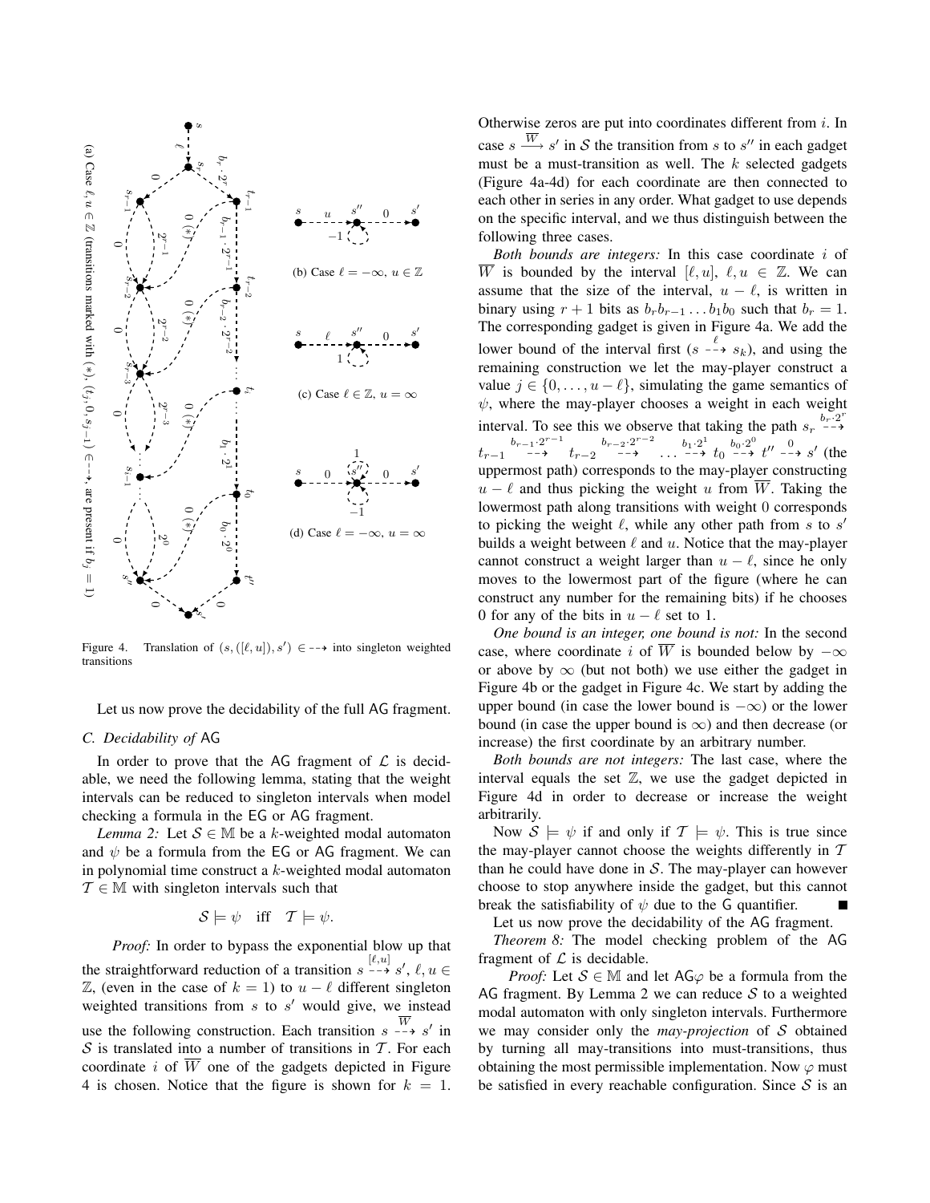Figure 4. Translation of $(s, ([\ell, u]), s') \in \dashrightarrow$ into singleton weighted transitions

(a) Case $\ell, u \in \mathbb{Z}$ (transitions marked with $(*)$, $(t_j, 0, s_{j-1}) \in \dashrightarrow$, are present if $b_j = 1$)

(b) Case $\ell = -\infty$, $u \in \mathbb{Z}$

(c) Case $\ell \in \mathbb{Z}$, $u = \infty$

(d) Case $\ell = -\infty$, $u = \infty$

Let us now prove the decidability of the full AG fragment.

### C. Decidability of AG

In order to prove that the AG fragment of $\mathcal{L}$ is decidable, we need the following lemma, stating that the weight intervals can be reduced to singleton intervals when model checking a formula in the EG or AG fragment.

*Lemma 2:* Let $\mathcal{S} \in \mathbb{M}$ be a $k$-weighted modal automaton and $\psi$ be a formula from the EG or AG fragment. We can in polynomial time construct a $k$-weighted modal automaton $\mathcal{T} \in \mathbb{M}$ with singleton intervals such that

$$\mathcal{S} \models \psi \quad \text{iff} \quad \mathcal{T} \models \psi.$$

*Proof:* In order to bypass the exponential blow up that the straightforward reduction of a transition $s \overset{[\ell,u]}{\dashrightarrow} s'$, $\ell, u \in \mathbb{Z}$, (even in the case of $k = 1$) to $u - \ell$ different singleton weighted transitions from $s$ to $s'$ would give, we instead use the following construction. Each transition $s \overset{\overline{W}}{\dashrightarrow} s'$ in $\mathcal{S}$ is translated into a number of transitions in $\mathcal{T}$. For each coordinate $i$ of $\overline{W}$ one of the gadgets depicted in Figure 4 is chosen. Notice that the figure is shown for $k = 1$. Otherwise zeros are put into coordinates different from $i$. In case $s \overset{\overline{W}}{\longrightarrow} s'$ in $\mathcal{S}$ the transition from $s$ to $s''$ in each gadget must be a must-transition as well. The $k$ selected gadgets (Figure 4a-4d) for each coordinate are then connected to each other in series in any order. What gadget to use depends on the specific interval, and we thus distinguish between the following three cases.

*Both bounds are integers:* In this case coordinate $i$ of $\overline{W}$ is bounded by the interval $[\ell, u]$, $\ell, u \in \mathbb{Z}$. We can assume that the size of the interval, $u - \ell$, is written in binary using $r + 1$ bits as $b_r b_{r-1} \ldots b_1 b_0$ such that $b_r = 1$. The corresponding gadget is given in Figure 4a. We add the lower bound of the interval first ($s \overset{\ell}{\dashrightarrow} s_k$), and using the remaining construction we let the may-player construct a value $j \in \{0, \ldots, u - \ell\}$, simulating the game semantics of $\psi$, where the may-player chooses a weight in each weight interval. To see this we observe that taking the path $s_r \overset{b_r \cdot 2^r}{\dashrightarrow} t_{r-1} \overset{b_{r-1} \cdot 2^{r-1}}{\dashrightarrow} t_{r-2} \overset{b_{r-2} \cdot 2^{r-2}}{\dashrightarrow} \ldots \overset{b_1 \cdot 2^1}{\dashrightarrow} t_0 \overset{b_0 \cdot 2^0}{\dashrightarrow} t'' \overset{0}{\dashrightarrow} s'$ (the uppermost path) corresponds to the may-player constructing $u - \ell$ and thus picking the weight $u$ from $\overline{W}$. Taking the lowermost path along transitions with weight 0 corresponds to picking the weight $\ell$, while any other path from $s$ to $s'$ builds a weight between $\ell$ and $u$. Notice that the may-player cannot construct a weight larger than $u - \ell$, since he only moves to the lowermost part of the figure (where he can construct any number for the remaining bits) if he chooses 0 for any of the bits in $u - \ell$ set to 1.

*One bound is an integer, one bound is not:* In the second case, where coordinate $i$ of $\overline{W}$ is bounded below by $-\infty$ or above by $\infty$ (but not both) we use either the gadget in Figure 4b or the gadget in Figure 4c. We start by adding the upper bound (in case the lower bound is $-\infty$) or the lower bound (in case the upper bound is $\infty$) and then decrease (or increase) the first coordinate by an arbitrary number.

*Both bounds are not integers:* The last case, where the interval equals the set $\mathbb{Z}$, we use the gadget depicted in Figure 4d in order to decrease or increase the weight arbitrarily.

Now $\mathcal{S} \models \psi$ if and only if $\mathcal{T} \models \psi$. This is true since the may-player cannot choose the weights differently in $\mathcal{T}$ than he could have done in $\mathcal{S}$. The may-player can however choose to stop anywhere inside the gadget, but this cannot break the satisfiability of $\psi$ due to the G quantifier. ■

Let us now prove the decidability of the AG fragment.

*Theorem 8:* The model checking problem of the AG fragment of $\mathcal{L}$ is decidable.

*Proof:* Let $\mathcal{S} \in \mathbb{M}$ and let AG$\varphi$ be a formula from the AG fragment. By Lemma 2 we can reduce $\mathcal{S}$ to a weighted modal automaton with only singleton intervals. Furthermore we may consider only the *may-projection* of $\mathcal{S}$ obtained by turning all may-transitions into must-transitions, thus obtaining the most permissible implementation. Now $\varphi$ must be satisfied in every reachable configuration. Since $\mathcal{S}$ is an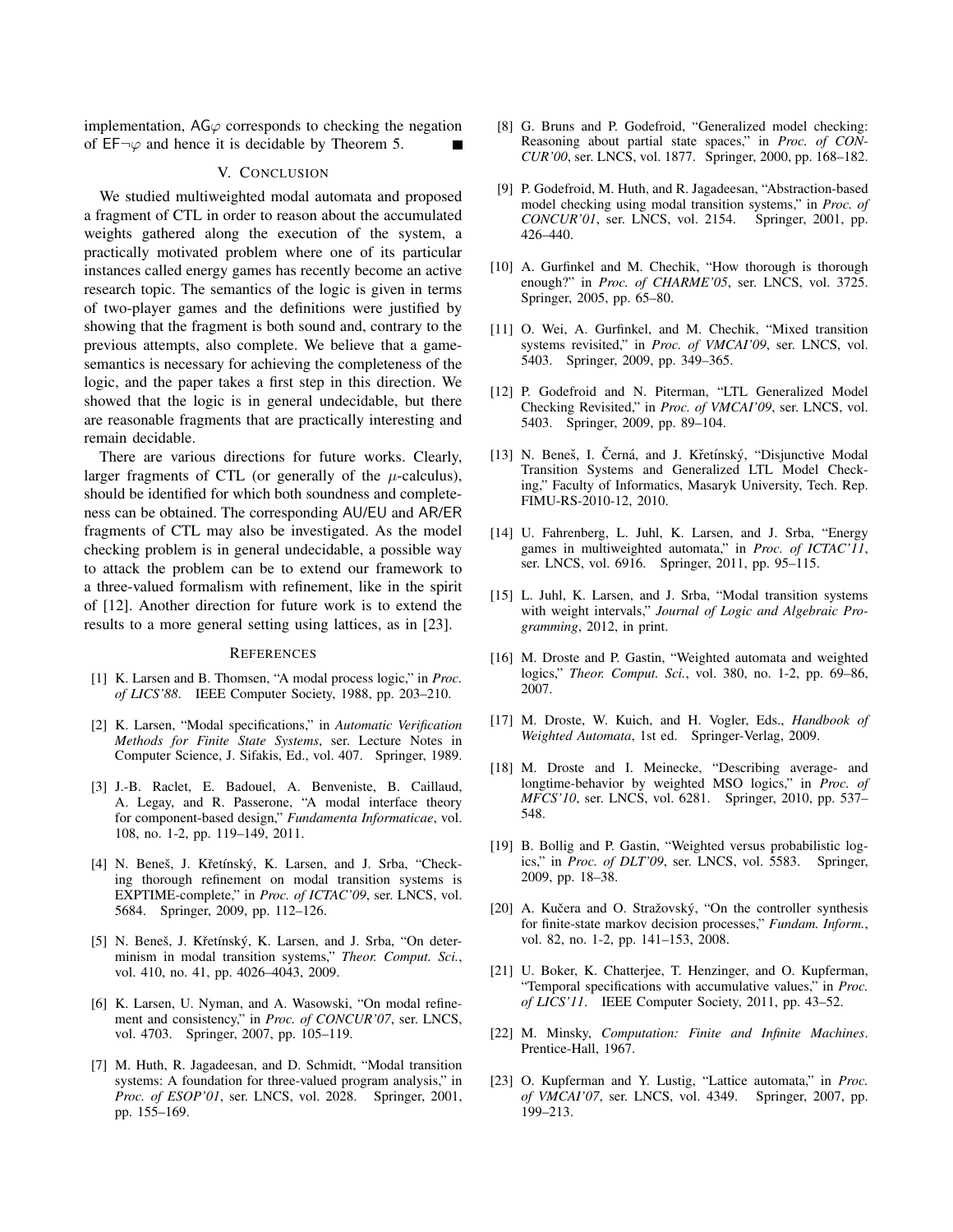implementation, $\mathsf{AG}\varphi$ corresponds to checking the negation of $\mathsf{EF}\neg\varphi$ and hence it is decidable by Theorem 5. ∎

## V. Conclusion

We studied multiweighted modal automata and proposed a fragment of CTL in order to reason about the accumulated weights gathered along the execution of the system, a practically motivated problem where one of its particular instances called energy games has recently become an active research topic. The semantics of the logic is given in terms of two-player games and the definitions were justified by showing that the fragment is both sound and, contrary to the previous attempts, also complete. We believe that a game-semantics is necessary for achieving the completeness of the logic, and the paper takes a first step in this direction. We showed that the logic is in general undecidable, but there are reasonable fragments that are practically interesting and remain decidable.

There are various directions for future works. Clearly, larger fragments of CTL (or generally of the $\mu$-calculus), should be identified for which both soundness and completeness can be obtained. The corresponding AU/EU and AR/ER fragments of CTL may also be investigated. As the model checking problem is in general undecidable, a possible way to attack the problem can be to extend our framework to a three-valued formalism with refinement, like in the spirit of [12]. Another direction for future work is to extend the results to a more general setting using lattices, as in [23].

## References

[1] K. Larsen and B. Thomsen, "A modal process logic," in *Proc. of LICS'88*. IEEE Computer Society, 1988, pp. 203–210.

[2] K. Larsen, "Modal specifications," in *Automatic Verification Methods for Finite State Systems*, ser. Lecture Notes in Computer Science, J. Sifakis, Ed., vol. 407. Springer, 1989.

[3] J.-B. Raclet, E. Badouel, A. Benveniste, B. Caillaud, A. Legay, and R. Passerone, "A modal interface theory for component-based design," *Fundamenta Informaticae*, vol. 108, no. 1-2, pp. 119–149, 2011.

[4] N. Beneš, J. Křetínský, K. Larsen, and J. Srba, "Checking thorough refinement on modal transition systems is EXPTIME-complete," in *Proc. of ICTAC'09*, ser. LNCS, vol. 5684. Springer, 2009, pp. 112–126.

[5] N. Beneš, J. Křetínský, K. Larsen, and J. Srba, "On determinism in modal transition systems," *Theor. Comput. Sci.*, vol. 410, no. 41, pp. 4026–4043, 2009.

[6] K. Larsen, U. Nyman, and A. Wasowski, "On modal refinement and consistency," in *Proc. of CONCUR'07*, ser. LNCS, vol. 4703. Springer, 2007, pp. 105–119.

[7] M. Huth, R. Jagadeesan, and D. Schmidt, "Modal transition systems: A foundation for three-valued program analysis," in *Proc. of ESOP'01*, ser. LNCS, vol. 2028. Springer, 2001, pp. 155–169.

[8] G. Bruns and P. Godefroid, "Generalized model checking: Reasoning about partial state spaces," in *Proc. of CONCUR'00*, ser. LNCS, vol. 1877. Springer, 2000, pp. 168–182.

[9] P. Godefroid, M. Huth, and R. Jagadeesan, "Abstraction-based model checking using modal transition systems," in *Proc. of CONCUR'01*, ser. LNCS, vol. 2154. Springer, 2001, pp. 426–440.

[10] A. Gurfinkel and M. Chechik, "How thorough is thorough enough?" in *Proc. of CHARME'05*, ser. LNCS, vol. 3725. Springer, 2005, pp. 65–80.

[11] O. Wei, A. Gurfinkel, and M. Chechik, "Mixed transition systems revisited," in *Proc. of VMCAI'09*, ser. LNCS, vol. 5403. Springer, 2009, pp. 349–365.

[12] P. Godefroid and N. Piterman, "LTL Generalized Model Checking Revisited," in *Proc. of VMCAI'09*, ser. LNCS, vol. 5403. Springer, 2009, pp. 89–104.

[13] N. Beneš, I. Černá, and J. Křetínský, "Disjunctive Modal Transition Systems and Generalized LTL Model Checking," Faculty of Informatics, Masaryk University, Tech. Rep. FIMU-RS-2010-12, 2010.

[14] U. Fahrenberg, L. Juhl, K. Larsen, and J. Srba, "Energy games in multiweighted automata," in *Proc. of ICTAC'11*, ser. LNCS, vol. 6916. Springer, 2011, pp. 95–115.

[15] L. Juhl, K. Larsen, and J. Srba, "Modal transition systems with weight intervals," *Journal of Logic and Algebraic Programming*, 2012, in print.

[16] M. Droste and P. Gastin, "Weighted automata and weighted logics," *Theor. Comput. Sci.*, vol. 380, no. 1-2, pp. 69–86, 2007.

[17] M. Droste, W. Kuich, and H. Vogler, Eds., *Handbook of Weighted Automata*, 1st ed. Springer-Verlag, 2009.

[18] M. Droste and I. Meinecke, "Describing average- and longtime-behavior by weighted MSO logics," in *Proc. of MFCS'10*, ser. LNCS, vol. 6281. Springer, 2010, pp. 537–548.

[19] B. Bollig and P. Gastin, "Weighted versus probabilistic logics," in *Proc. of DLT'09*, ser. LNCS, vol. 5583. Springer, 2009, pp. 18–38.

[20] A. Kučera and O. Stražovský, "On the controller synthesis for finite-state markov decision processes," *Fundam. Inform.*, vol. 82, no. 1-2, pp. 141–153, 2008.

[21] U. Boker, K. Chatterjee, T. Henzinger, and O. Kupferman, "Temporal specifications with accumulative values," in *Proc. of LICS'11*. IEEE Computer Society, 2011, pp. 43–52.

[22] M. Minsky, *Computation: Finite and Infinite Machines*. Prentice-Hall, 1967.

[23] O. Kupferman and Y. Lustig, "Lattice automata," in *Proc. of VMCAI'07*, ser. LNCS, vol. 4349. Springer, 2007, pp. 199–213.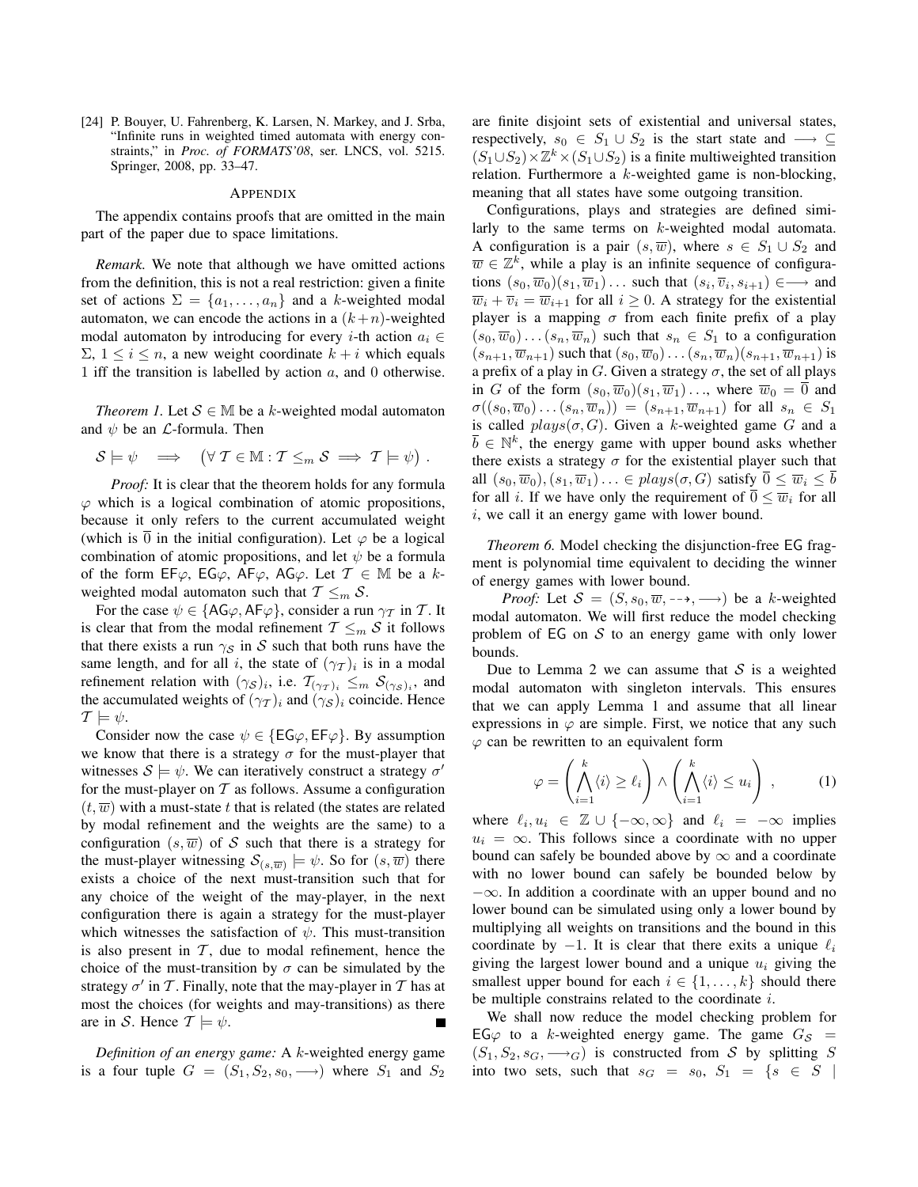[24] P. Bouyer, U. Fahrenberg, K. Larsen, N. Markey, and J. Srba, "Infinite runs in weighted timed automata with energy constraints," in *Proc. of FORMATS'08*, ser. LNCS, vol. 5215. Springer, 2008, pp. 33–47.

## APPENDIX

The appendix contains proofs that are omitted in the main part of the paper due to space limitations.

*Remark.* We note that although we have omitted actions from the definition, this is not a real restriction: given a finite set of actions $\Sigma = \{a_1, \ldots, a_n\}$ and a $k$-weighted modal automaton, we can encode the actions in a $(k+n)$-weighted modal automaton by introducing for every $i$-th action $a_i \in \Sigma$, $1 \le i \le n$, a new weight coordinate $k+i$ which equals 1 iff the transition is labelled by action $a$, and 0 otherwise.

*Theorem 1.* Let $\mathcal{S} \in \mathbb{M}$ be a $k$-weighted modal automaton and $\psi$ be an $\mathcal{L}$-formula. Then

$$\mathcal{S} \models \psi \quad \Longrightarrow \quad \big(\forall\, \mathcal{T} \in \mathbb{M} : \mathcal{T} \le_m \mathcal{S} \implies \mathcal{T} \models \psi\big) \,.$$

*Proof:* It is clear that the theorem holds for any formula $\varphi$ which is a logical combination of atomic propositions, because it only refers to the current accumulated weight (which is $\overline{0}$ in the initial configuration). Let $\varphi$ be a logical combination of atomic propositions, and let $\psi$ be a formula of the form $\mathsf{EF}\varphi$, $\mathsf{EG}\varphi$, $\mathsf{AF}\varphi$, $\mathsf{AG}\varphi$. Let $\mathcal{T} \in \mathbb{M}$ be a $k$-weighted modal automaton such that $\mathcal{T} \le_m \mathcal{S}$.

For the case $\psi \in \{\mathsf{AG}\varphi, \mathsf{AF}\varphi\}$, consider a run $\gamma_\mathcal{T}$ in $\mathcal{T}$. It is clear that from the modal refinement $\mathcal{T} \le_m \mathcal{S}$ it follows that there exists a run $\gamma_\mathcal{S}$ in $\mathcal{S}$ such that both runs have the same length, and for all $i$, the state of $(\gamma_\mathcal{T})_i$ is in a modal refinement relation with $(\gamma_\mathcal{S})_i$, i.e. $\mathcal{T}_{(\gamma_\mathcal{T})_i} \le_m \mathcal{S}_{(\gamma_\mathcal{S})_i}$, and the accumulated weights of $(\gamma_\mathcal{T})_i$ and $(\gamma_\mathcal{S})_i$ coincide. Hence $\mathcal{T} \models \psi$.

Consider now the case $\psi \in \{\mathsf{EG}\varphi, \mathsf{EF}\varphi\}$. By assumption we know that there is a strategy $\sigma$ for the must-player that witnesses $\mathcal{S} \models \psi$. We can iteratively construct a strategy $\sigma'$ for the must-player on $\mathcal{T}$ as follows. Assume a configuration $(t, \overline{w})$ with a must-state $t$ that is related (the states are related by modal refinement and the weights are the same) to a configuration $(s, \overline{w})$ of $\mathcal{S}$ such that there is a strategy for the must-player witnessing $\mathcal{S}_{(s,\overline{w})} \models \psi$. So for $(s, \overline{w})$ there exists a choice of the next must-transition such that for any choice of the weight of the may-player, in the next configuration there is again a strategy for the must-player which witnesses the satisfaction of $\psi$. This must-transition is also present in $\mathcal{T}$, due to modal refinement, hence the choice of the must-transition by $\sigma$ can be simulated by the strategy $\sigma'$ in $\mathcal{T}$. Finally, note that the may-player in $\mathcal{T}$ has at most the choices (for weights and may-transitions) as there are in $\mathcal{S}$. Hence $\mathcal{T} \models \psi$. ∎

*Definition of an energy game:* A $k$-weighted energy game is a four tuple $G = (S_1, S_2, s_0, \longrightarrow)$ where $S_1$ and $S_2$ are finite disjoint sets of existential and universal states, respectively, $s_0 \in S_1 \cup S_2$ is the start state and $\longrightarrow \subseteq (S_1 \cup S_2) \times \mathbb{Z}^k \times (S_1 \cup S_2)$ is a finite multiweighted transition relation. Furthermore a $k$-weighted game is non-blocking, meaning that all states have some outgoing transition.

Configurations, plays and strategies are defined similarly to the same terms on $k$-weighted modal automata. A configuration is a pair $(s, \overline{w})$, where $s \in S_1 \cup S_2$ and $\overline{w} \in \mathbb{Z}^k$, while a play is an infinite sequence of configurations $(s_0, \overline{w}_0)(s_1, \overline{w}_1)\ldots$ such that $(s_i, \overline{v}_i, s_{i+1}) \in \longrightarrow$ and $\overline{w}_i + \overline{v}_i = \overline{w}_{i+1}$ for all $i \ge 0$. A strategy for the existential player is a mapping $\sigma$ from each finite prefix of a play $(s_0, \overline{w}_0)\ldots(s_n, \overline{w}_n)$ such that $s_n \in S_1$ to a configuration $(s_{n+1}, \overline{w}_{n+1})$ such that $(s_0, \overline{w}_0)\ldots(s_n, \overline{w}_n)(s_{n+1}, \overline{w}_{n+1})$ is a prefix of a play in $G$. Given a strategy $\sigma$, the set of all plays in $G$ of the form $(s_0, \overline{w}_0)(s_1, \overline{w}_1)\ldots$, where $\overline{w}_0 = \overline{0}$ and $\sigma((s_0, \overline{w}_0)\ldots(s_n, \overline{w}_n)) = (s_{n+1}, \overline{w}_{n+1})$ for all $s_n \in S_1$ is called $plays(\sigma, G)$. Given a $k$-weighted game $G$ and a $\overline{b} \in \mathbb{N}^k$, the energy game with upper bound asks whether there exists a strategy $\sigma$ for the existential player such that all $(s_0, \overline{w}_0), (s_1, \overline{w}_1)\ldots \in plays(\sigma, G)$ satisfy $\overline{0} \le \overline{w}_i \le \overline{b}$ for all $i$. If we have only the requirement of $\overline{0} \le \overline{w}_i$ for all $i$, we call it an energy game with lower bound.

*Theorem 6.* Model checking the disjunction-free $\mathsf{EG}$ fragment is polynomial time equivalent to deciding the winner of energy games with lower bound.

*Proof:* Let $\mathcal{S} = (S, s_0, \overline{w}, \dashrightarrow, \longrightarrow)$ be a $k$-weighted modal automaton. We will first reduce the model checking problem of $\mathsf{EG}$ on $\mathcal{S}$ to an energy game with only lower bounds.

Due to Lemma 2 we can assume that $\mathcal{S}$ is a weighted modal automaton with singleton intervals. This ensures that we can apply Lemma 1 and assume that all linear expressions in $\varphi$ are simple. First, we notice that any such $\varphi$ can be rewritten to an equivalent form

$$\varphi = \left(\bigwedge_{i=1}^{k} \langle i \rangle \ge \ell_i\right) \wedge \left(\bigwedge_{i=1}^{k} \langle i \rangle \le u_i\right) \,, \tag{1}$$

where $\ell_i, u_i \in \mathbb{Z} \cup \{-\infty, \infty\}$ and $\ell_i = -\infty$ implies $u_i = \infty$. This follows since a coordinate with no upper bound can safely be bounded above by $\infty$ and a coordinate with no lower bound can safely be bounded below by $-\infty$. In addition a coordinate with an upper bound and no lower bound can be simulated using only a lower bound by multiplying all weights on transitions and the bound in this coordinate by $-1$. It is clear that there exits a unique $\ell_i$ giving the largest lower bound and a unique $u_i$ giving the smallest upper bound for each $i \in \{1, \ldots, k\}$ should there be multiple constrains related to the coordinate $i$.

We shall now reduce the model checking problem for $\mathsf{EG}\varphi$ to a $k$-weighted energy game. The game $G_\mathcal{S} = (S_1, S_2, s_G, \longrightarrow_G)$ is constructed from $\mathcal{S}$ by splitting $S$ into two sets, such that $s_G = s_0$, $S_1 = \{s \in S \mid$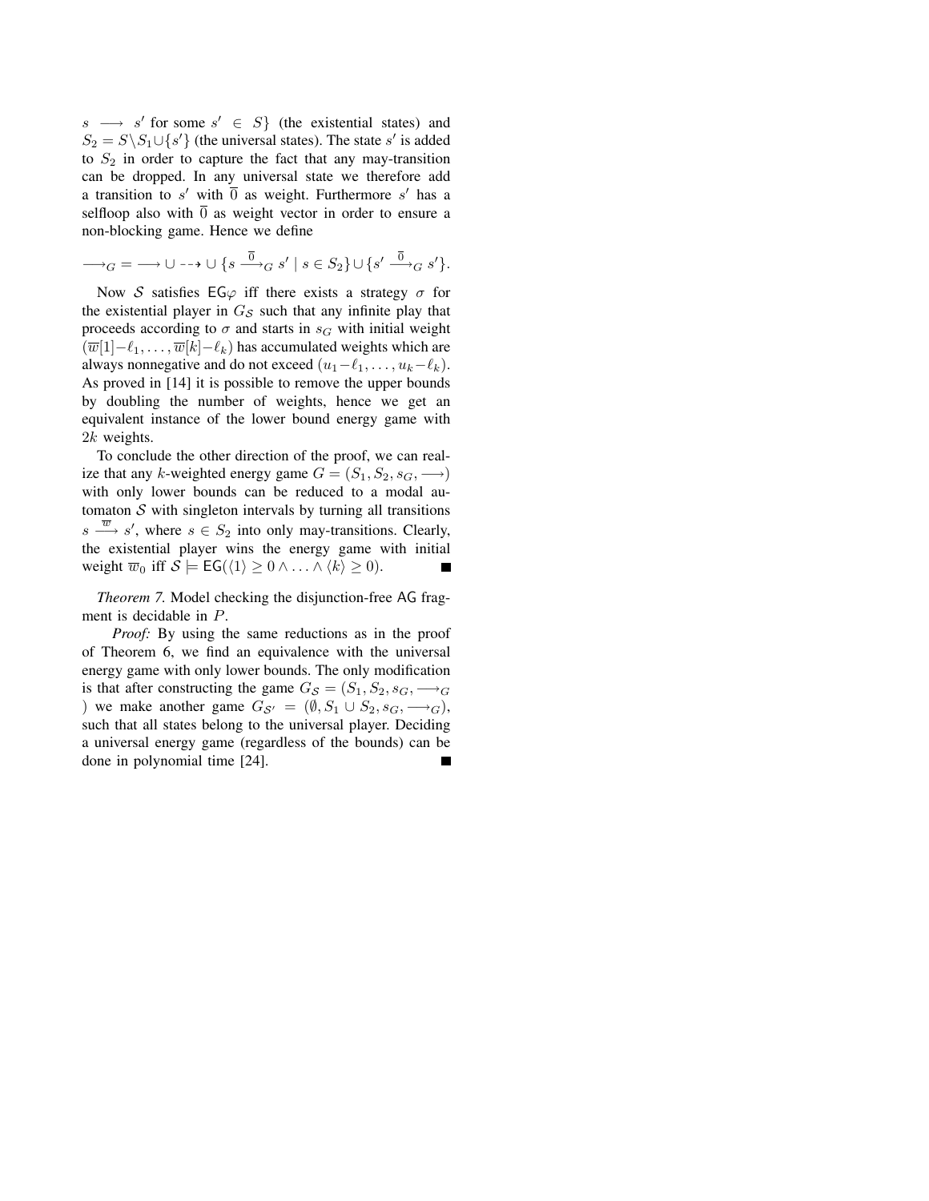$s \longrightarrow s'$ for some $s' \in S\}$ (the existential states) and $S_2 = S \setminus S_1 \cup \{s'\}$ (the universal states). The state $s'$ is added to $S_2$ in order to capture the fact that any may-transition can be dropped. In any universal state we therefore add a transition to $s'$ with $\overline{0}$ as weight. Furthermore $s'$ has a selfloop also with $\overline{0}$ as weight vector in order to ensure a non-blocking game. Hence we define

$$\longrightarrow_G = \longrightarrow \cup \dashrightarrow \cup \{s \xrightarrow{\overline{0}}_G s' \mid s \in S_2\} \cup \{s' \xrightarrow{\overline{0}}_G s'\}.$$

Now $\mathcal{S}$ satisfies $\mathsf{EG}\varphi$ iff there exists a strategy $\sigma$ for the existential player in $G_{\mathcal{S}}$ such that any infinite play that proceeds according to $\sigma$ and starts in $s_G$ with initial weight $(\overline{w}[1]-\ell_1, \ldots, \overline{w}[k]-\ell_k)$ has accumulated weights which are always nonnegative and do not exceed $(u_1-\ell_1, \ldots, u_k-\ell_k)$. As proved in [14] it is possible to remove the upper bounds by doubling the number of weights, hence we get an equivalent instance of the lower bound energy game with $2k$ weights.

To conclude the other direction of the proof, we can realize that any $k$-weighted energy game $G = (S_1, S_2, s_G, \longrightarrow)$ with only lower bounds can be reduced to a modal automaton $\mathcal{S}$ with singleton intervals by turning all transitions $s \xrightarrow{\overline{w}} s'$, where $s \in S_2$ into only may-transitions. Clearly, the existential player wins the energy game with initial weight $\overline{w}_0$ iff $\mathcal{S} \models \mathsf{EG}(\langle 1 \rangle \geq 0 \wedge \ldots \wedge \langle k \rangle \geq 0)$. ∎

*Theorem 7.* Model checking the disjunction-free $\mathsf{AG}$ fragment is decidable in $P$.

*Proof:* By using the same reductions as in the proof of Theorem 6, we find an equivalence with the universal energy game with only lower bounds. The only modification is that after constructing the game $G_{\mathcal{S}} = (S_1, S_2, s_G, \longrightarrow_G)$ we make another game $G_{\mathcal{S}'} = (\emptyset, S_1 \cup S_2, s_G, \longrightarrow_G)$, such that all states belong to the universal player. Deciding a universal energy game (regardless of the bounds) can be done in polynomial time [24]. ∎